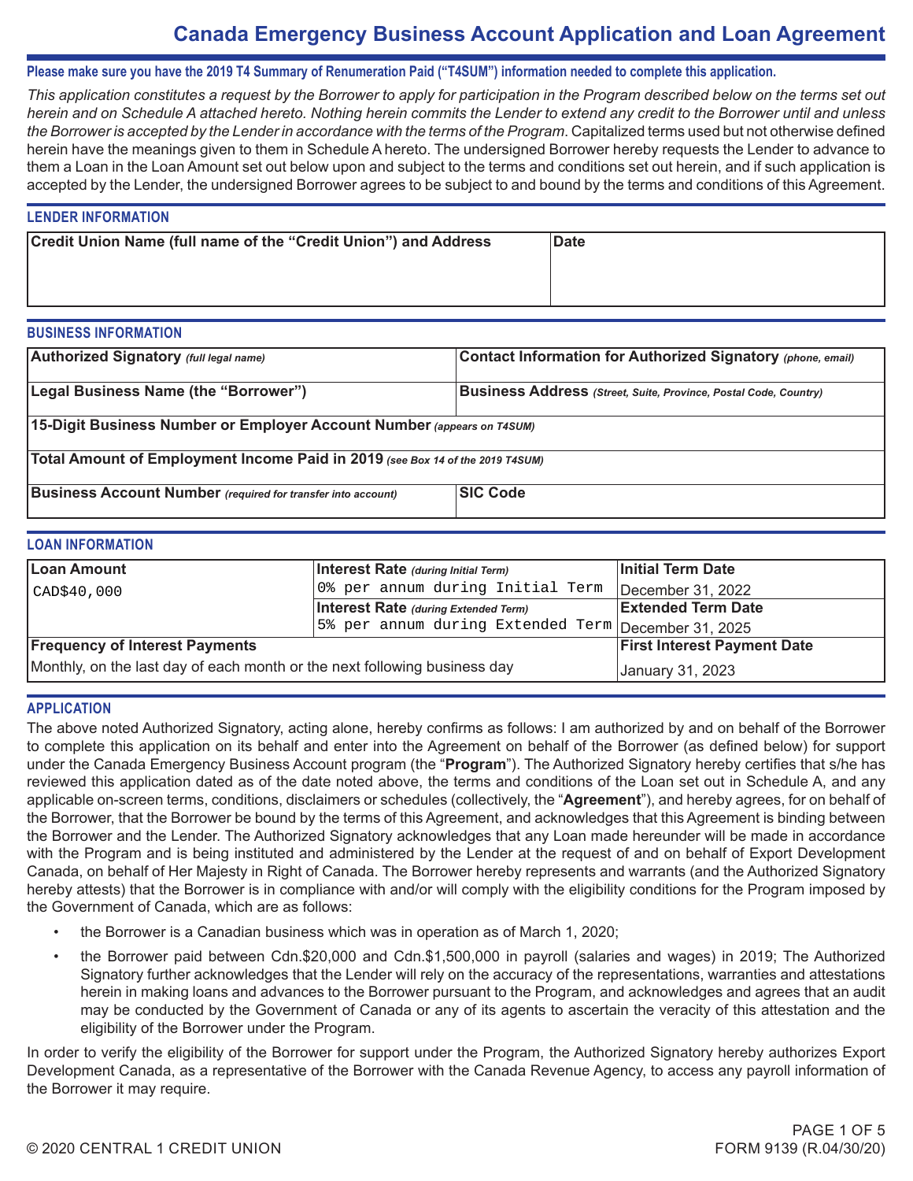# Canada Emergency Business Account Application and Loan Agreement

**Please make sure you have the 2019 T4 Summary of Renumeration Paid ("T4SUM") information needed to complete this application.**

*This application constitutes a request by the Borrower to apply for participation in the Program described below on the terms set out herein and on Schedule A attached hereto. Nothing herein commits the Lender to extend any credit to the Borrower until and unless the Borrower is accepted by the Lender in accordance with the terms of the Program*. Capitalized terms used but not otherwise defined herein have the meanings given to them in Schedule A hereto. The undersigned Borrower hereby requests the Lender to advance to them a Loan in the Loan Amount set out below upon and subject to the terms and conditions set out herein, and if such application is accepted by the Lender, the undersigned Borrower agrees to be subject to and bound by the terms and conditions of this Agreement.

## LENDER INFORMATION

| Credit Union Name (full name of the "Credit Union") and Address | Date |
|---|---|
| | |

## BUSINESS INFORMATION

| Authorized Signatory *(full legal name)* | Contact Information for Authorized Signatory *(phone, email)* |
|---|---|
| **Legal Business Name (the "Borrower")** | **Business Address** *(Street, Suite, Province, Postal Code, Country)* |
| **15-Digit Business Number or Employer Account Number** *(appears on T4SUM)* | |
| **Total Amount of Employment Income Paid in 2019** *(see Box 14 of the 2019 T4SUM)* | |
| **Business Account Number** *(required for transfer into account)* | **SIC Code** |

## LOAN INFORMATION

| Loan Amount | Interest Rate *(during Initial Term)* | Initial Term Date |
|---|---|---|
| CAD$40,000 | 0% per annum during Initial Term | December 31, 2022 |
| | **Interest Rate** *(during Extended Term)* | **Extended Term Date** |
| | 5% per annum during Extended Term | December 31, 2025 |
| **Frequency of Interest Payments** | | **First Interest Payment Date** |
| Monthly, on the last day of each month or the next following business day | | January 31, 2023 |

## APPLICATION

The above noted Authorized Signatory, acting alone, hereby confirms as follows: I am authorized by and on behalf of the Borrower to complete this application on its behalf and enter into the Agreement on behalf of the Borrower (as defined below) for support under the Canada Emergency Business Account program (the "**Program**"). The Authorized Signatory hereby certifies that s/he has reviewed this application dated as of the date noted above, the terms and conditions of the Loan set out in Schedule A, and any applicable on-screen terms, conditions, disclaimers or schedules (collectively, the "**Agreement**"), and hereby agrees, for on behalf of the Borrower, that the Borrower be bound by the terms of this Agreement, and acknowledges that this Agreement is binding between the Borrower and the Lender. The Authorized Signatory acknowledges that any Loan made hereunder will be made in accordance with the Program and is being instituted and administered by the Lender at the request of and on behalf of Export Development Canada, on behalf of Her Majesty in Right of Canada. The Borrower hereby represents and warrants (and the Authorized Signatory hereby attests) that the Borrower is in compliance with and/or will comply with the eligibility conditions for the Program imposed by the Government of Canada, which are as follows:

- the Borrower is a Canadian business which was in operation as of March 1, 2020;
- the Borrower paid between Cdn.$20,000 and Cdn.$1,500,000 in payroll (salaries and wages) in 2019; The Authorized Signatory further acknowledges that the Lender will rely on the accuracy of the representations, warranties and attestations herein in making loans and advances to the Borrower pursuant to the Program, and acknowledges and agrees that an audit may be conducted by the Government of Canada or any of its agents to ascertain the veracity of this attestation and the eligibility of the Borrower under the Program.

In order to verify the eligibility of the Borrower for support under the Program, the Authorized Signatory hereby authorizes Export Development Canada, as a representative of the Borrower with the Canada Revenue Agency, to access any payroll information of the Borrower it may require.

© 2020 CENTRAL 1 CREDIT UNION

FORM 9139 (R.04/30/20)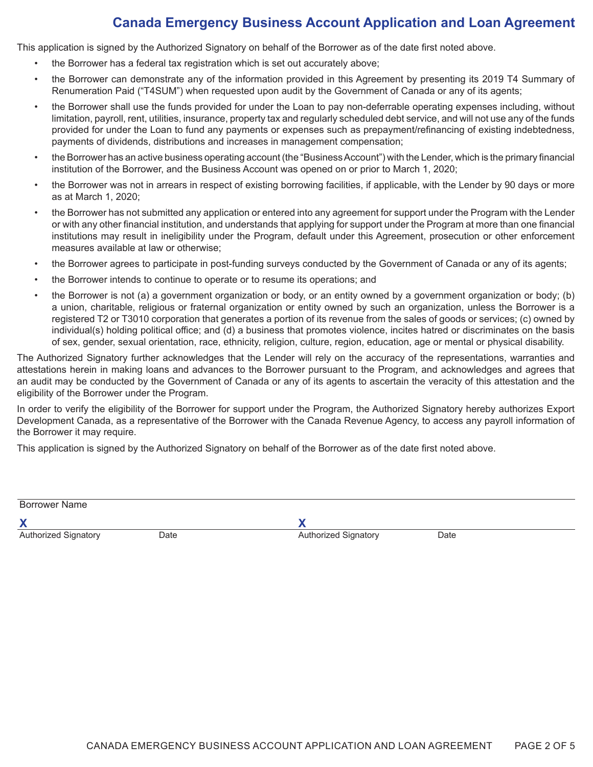# Canada Emergency Business Account Application and Loan Agreement

This application is signed by the Authorized Signatory on behalf of the Borrower as of the date first noted above.

- the Borrower has a federal tax registration which is set out accurately above;
- the Borrower can demonstrate any of the information provided in this Agreement by presenting its 2019 T4 Summary of Renumeration Paid ("T4SUM") when requested upon audit by the Government of Canada or any of its agents;
- the Borrower shall use the funds provided for under the Loan to pay non-deferrable operating expenses including, without limitation, payroll, rent, utilities, insurance, property tax and regularly scheduled debt service, and will not use any of the funds provided for under the Loan to fund any payments or expenses such as prepayment/refinancing of existing indebtedness, payments of dividends, distributions and increases in management compensation;
- the Borrower has an active business operating account (the "Business Account") with the Lender, which is the primary financial institution of the Borrower, and the Business Account was opened on or prior to March 1, 2020;
- the Borrower was not in arrears in respect of existing borrowing facilities, if applicable, with the Lender by 90 days or more as at March 1, 2020;
- the Borrower has not submitted any application or entered into any agreement for support under the Program with the Lender or with any other financial institution, and understands that applying for support under the Program at more than one financial institutions may result in ineligibility under the Program, default under this Agreement, prosecution or other enforcement measures available at law or otherwise;
- the Borrower agrees to participate in post-funding surveys conducted by the Government of Canada or any of its agents;
- the Borrower intends to continue to operate or to resume its operations; and
- the Borrower is not (a) a government organization or body, or an entity owned by a government organization or body; (b) a union, charitable, religious or fraternal organization or entity owned by such an organization, unless the Borrower is a registered T2 or T3010 corporation that generates a portion of its revenue from the sales of goods or services; (c) owned by individual(s) holding political office; and (d) a business that promotes violence, incites hatred or discriminates on the basis of sex, gender, sexual orientation, race, ethnicity, religion, culture, region, education, age or mental or physical disability.

The Authorized Signatory further acknowledges that the Lender will rely on the accuracy of the representations, warranties and attestations herein in making loans and advances to the Borrower pursuant to the Program, and acknowledges and agrees that an audit may be conducted by the Government of Canada or any of its agents to ascertain the veracity of this attestation and the eligibility of the Borrower under the Program.

In order to verify the eligibility of the Borrower for support under the Program, the Authorized Signatory hereby authorizes Export Development Canada, as a representative of the Borrower with the Canada Revenue Agency, to access any payroll information of the Borrower it may require.

This application is signed by the Authorized Signatory on behalf of the Borrower as of the date first noted above.

Borrower Name

X
Authorized Signatory Date

X
Authorized Signatory Date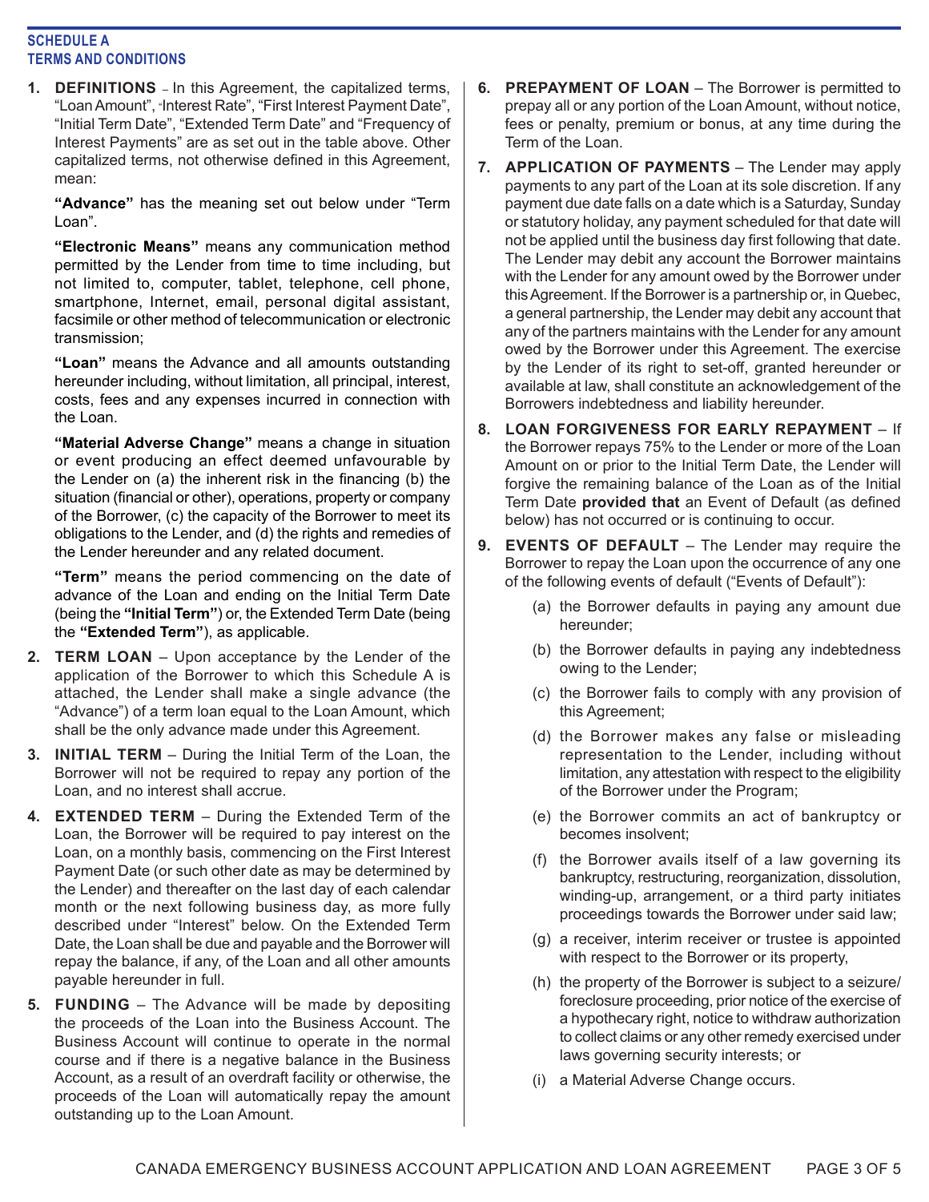**SCHEDULE A**
**TERMS AND CONDITIONS**

1. **DEFINITIONS** – In this Agreement, the capitalized terms, "Loan Amount", "Interest Rate", "First Interest Payment Date", "Initial Term Date", "Extended Term Date" and "Frequency of Interest Payments" are as set out in the table above. Other capitalized terms, not otherwise defined in this Agreement, mean:

   **"Advance"** has the meaning set out below under "Term Loan".

   **"Electronic Means"** means any communication method permitted by the Lender from time to time including, but not limited to, computer, tablet, telephone, cell phone, smartphone, Internet, email, personal digital assistant, facsimile or other method of telecommunication or electronic transmission;

   **"Loan"** means the Advance and all amounts outstanding hereunder including, without limitation, all principal, interest, costs, fees and any expenses incurred in connection with the Loan.

   **"Material Adverse Change"** means a change in situation or event producing an effect deemed unfavourable by the Lender on (a) the inherent risk in the financing (b) the situation (financial or other), operations, property or company of the Borrower, (c) the capacity of the Borrower to meet its obligations to the Lender, and (d) the rights and remedies of the Lender hereunder and any related document.

   **"Term"** means the period commencing on the date of advance of the Loan and ending on the Initial Term Date (being the **"Initial Term"**) or, the Extended Term Date (being the **"Extended Term"**), as applicable.

2. **TERM LOAN** – Upon acceptance by the Lender of the application of the Borrower to which this Schedule A is attached, the Lender shall make a single advance (the "Advance") of a term loan equal to the Loan Amount, which shall be the only advance made under this Agreement.

3. **INITIAL TERM** – During the Initial Term of the Loan, the Borrower will not be required to repay any portion of the Loan, and no interest shall accrue.

4. **EXTENDED TERM** – During the Extended Term of the Loan, the Borrower will be required to pay interest on the Loan, on a monthly basis, commencing on the First Interest Payment Date (or such other date as may be determined by the Lender) and thereafter on the last day of each calendar month or the next following business day, as more fully described under "Interest" below. On the Extended Term Date, the Loan shall be due and payable and the Borrower will repay the balance, if any, of the Loan and all other amounts payable hereunder in full.

5. **FUNDING** – The Advance will be made by depositing the proceeds of the Loan into the Business Account. The Business Account will continue to operate in the normal course and if there is a negative balance in the Business Account, as a result of an overdraft facility or otherwise, the proceeds of the Loan will automatically repay the amount outstanding up to the Loan Amount.

6. **PREPAYMENT OF LOAN** – The Borrower is permitted to prepay all or any portion of the Loan Amount, without notice, fees or penalty, premium or bonus, at any time during the Term of the Loan.

7. **APPLICATION OF PAYMENTS** – The Lender may apply payments to any part of the Loan at its sole discretion. If any payment due date falls on a date which is a Saturday, Sunday or statutory holiday, any payment scheduled for that date will not be applied until the business day first following that date. The Lender may debit any account the Borrower maintains with the Lender for any amount owed by the Borrower under this Agreement. If the Borrower is a partnership or, in Quebec, a general partnership, the Lender may debit any account that any of the partners maintains with the Lender for any amount owed by the Borrower under this Agreement. The exercise by the Lender of its right to set-off, granted hereunder or available at law, shall constitute an acknowledgement of the Borrowers indebtedness and liability hereunder.

8. **LOAN FORGIVENESS FOR EARLY REPAYMENT** – If the Borrower repays 75% to the Lender or more of the Loan Amount on or prior to the Initial Term Date, the Lender will forgive the remaining balance of the Loan as of the Initial Term Date **provided that** an Event of Default (as defined below) has not occurred or is continuing to occur.

9. **EVENTS OF DEFAULT** – The Lender may require the Borrower to repay the Loan upon the occurrence of any one of the following events of default ("Events of Default"):

   (a) the Borrower defaults in paying any amount due hereunder;

   (b) the Borrower defaults in paying any indebtedness owing to the Lender;

   (c) the Borrower fails to comply with any provision of this Agreement;

   (d) the Borrower makes any false or misleading representation to the Lender, including without limitation, any attestation with respect to the eligibility of the Borrower under the Program;

   (e) the Borrower commits an act of bankruptcy or becomes insolvent;

   (f) the Borrower avails itself of a law governing its bankruptcy, restructuring, reorganization, dissolution, winding-up, arrangement, or a third party initiates proceedings towards the Borrower under said law;

   (g) a receiver, interim receiver or trustee is appointed with respect to the Borrower or its property,

   (h) the property of the Borrower is subject to a seizure/foreclosure proceeding, prior notice of the exercise of a hypothecary right, notice to withdraw authorization to collect claims or any other remedy exercised under laws governing security interests; or

   (i) a Material Adverse Change occurs.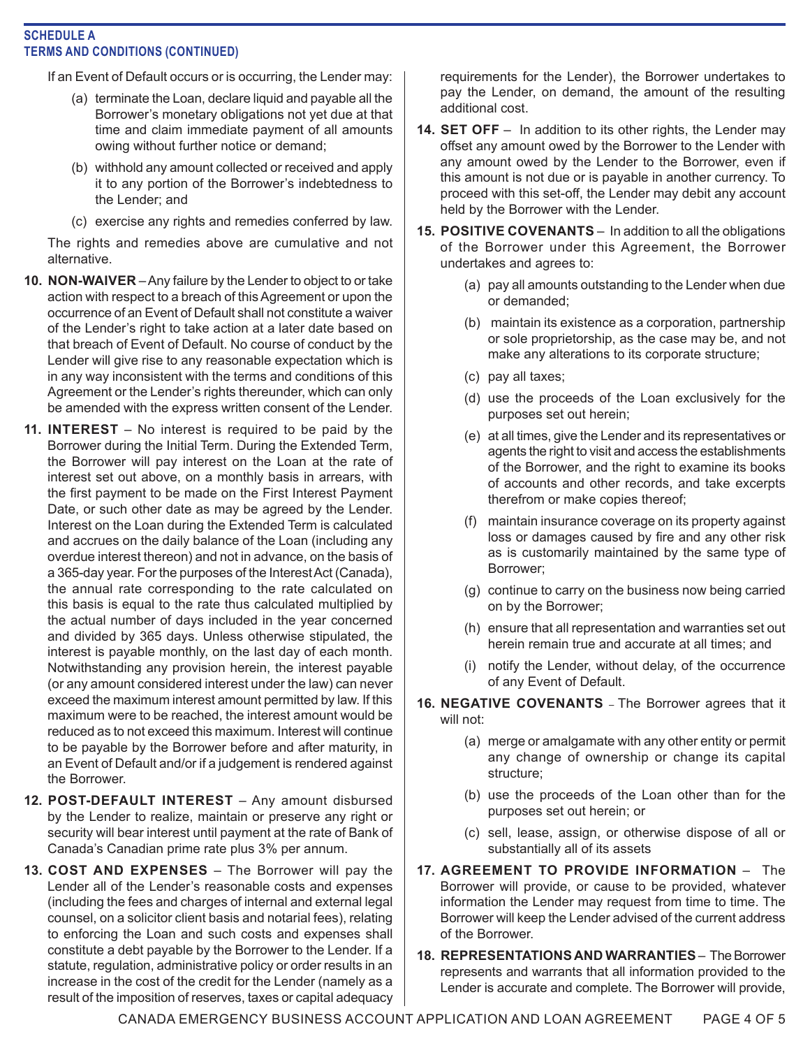**SCHEDULE A**
**TERMS AND CONDITIONS (CONTINUED)**

If an Event of Default occurs or is occurring, the Lender may:

(a) terminate the Loan, declare liquid and payable all the Borrower's monetary obligations not yet due at that time and claim immediate payment of all amounts owing without further notice or demand;

(b) withhold any amount collected or received and apply it to any portion of the Borrower's indebtedness to the Lender; and

(c) exercise any rights and remedies conferred by law.

The rights and remedies above are cumulative and not alternative.

**10. NON-WAIVER** – Any failure by the Lender to object to or take action with respect to a breach of this Agreement or upon the occurrence of an Event of Default shall not constitute a waiver of the Lender's right to take action at a later date based on that breach of Event of Default. No course of conduct by the Lender will give rise to any reasonable expectation which is in any way inconsistent with the terms and conditions of this Agreement or the Lender's rights thereunder, which can only be amended with the express written consent of the Lender.

**11. INTEREST** – No interest is required to be paid by the Borrower during the Initial Term. During the Extended Term, the Borrower will pay interest on the Loan at the rate of interest set out above, on a monthly basis in arrears, with the first payment to be made on the First Interest Payment Date, or such other date as may be agreed by the Lender. Interest on the Loan during the Extended Term is calculated and accrues on the daily balance of the Loan (including any overdue interest thereon) and not in advance, on the basis of a 365-day year. For the purposes of the Interest Act (Canada), the annual rate corresponding to the rate calculated on this basis is equal to the rate thus calculated multiplied by the actual number of days included in the year concerned and divided by 365 days. Unless otherwise stipulated, the interest is payable monthly, on the last day of each month. Notwithstanding any provision herein, the interest payable (or any amount considered interest under the law) can never exceed the maximum interest amount permitted by law. If this maximum were to be reached, the interest amount would be reduced as to not exceed this maximum. Interest will continue to be payable by the Borrower before and after maturity, in an Event of Default and/or if a judgement is rendered against the Borrower.

**12. POST-DEFAULT INTEREST** – Any amount disbursed by the Lender to realize, maintain or preserve any right or security will bear interest until payment at the rate of Bank of Canada's Canadian prime rate plus 3% per annum.

**13. COST AND EXPENSES** – The Borrower will pay the Lender all of the Lender's reasonable costs and expenses (including the fees and charges of internal and external legal counsel, on a solicitor client basis and notarial fees), relating to enforcing the Loan and such costs and expenses shall constitute a debt payable by the Borrower to the Lender. If a statute, regulation, administrative policy or order results in an increase in the cost of the credit for the Lender (namely as a result of the imposition of reserves, taxes or capital adequacy requirements for the Lender), the Borrower undertakes to pay the Lender, on demand, the amount of the resulting additional cost.

**14. SET OFF** – In addition to its other rights, the Lender may offset any amount owed by the Borrower to the Lender with any amount owed by the Lender to the Borrower, even if this amount is not due or is payable in another currency. To proceed with this set-off, the Lender may debit any account held by the Borrower with the Lender.

**15. POSITIVE COVENANTS** – In addition to all the obligations of the Borrower under this Agreement, the Borrower undertakes and agrees to:

(a) pay all amounts outstanding to the Lender when due or demanded;

(b) maintain its existence as a corporation, partnership or sole proprietorship, as the case may be, and not make any alterations to its corporate structure;

(c) pay all taxes;

(d) use the proceeds of the Loan exclusively for the purposes set out herein;

(e) at all times, give the Lender and its representatives or agents the right to visit and access the establishments of the Borrower, and the right to examine its books of accounts and other records, and take excerpts therefrom or make copies thereof;

(f) maintain insurance coverage on its property against loss or damages caused by fire and any other risk as is customarily maintained by the same type of Borrower;

(g) continue to carry on the business now being carried on by the Borrower;

(h) ensure that all representation and warranties set out herein remain true and accurate at all times; and

(i) notify the Lender, without delay, of the occurrence of any Event of Default.

**16. NEGATIVE COVENANTS** – The Borrower agrees that it will not:

(a) merge or amalgamate with any other entity or permit any change of ownership or change its capital structure;

(b) use the proceeds of the Loan other than for the purposes set out herein; or

(c) sell, lease, assign, or otherwise dispose of all or substantially all of its assets

**17. AGREEMENT TO PROVIDE INFORMATION** – The Borrower will provide, or cause to be provided, whatever information the Lender may request from time to time. The Borrower will keep the Lender advised of the current address of the Borrower.

**18. REPRESENTATIONS AND WARRANTIES** – The Borrower represents and warrants that all information provided to the Lender is accurate and complete. The Borrower will provide,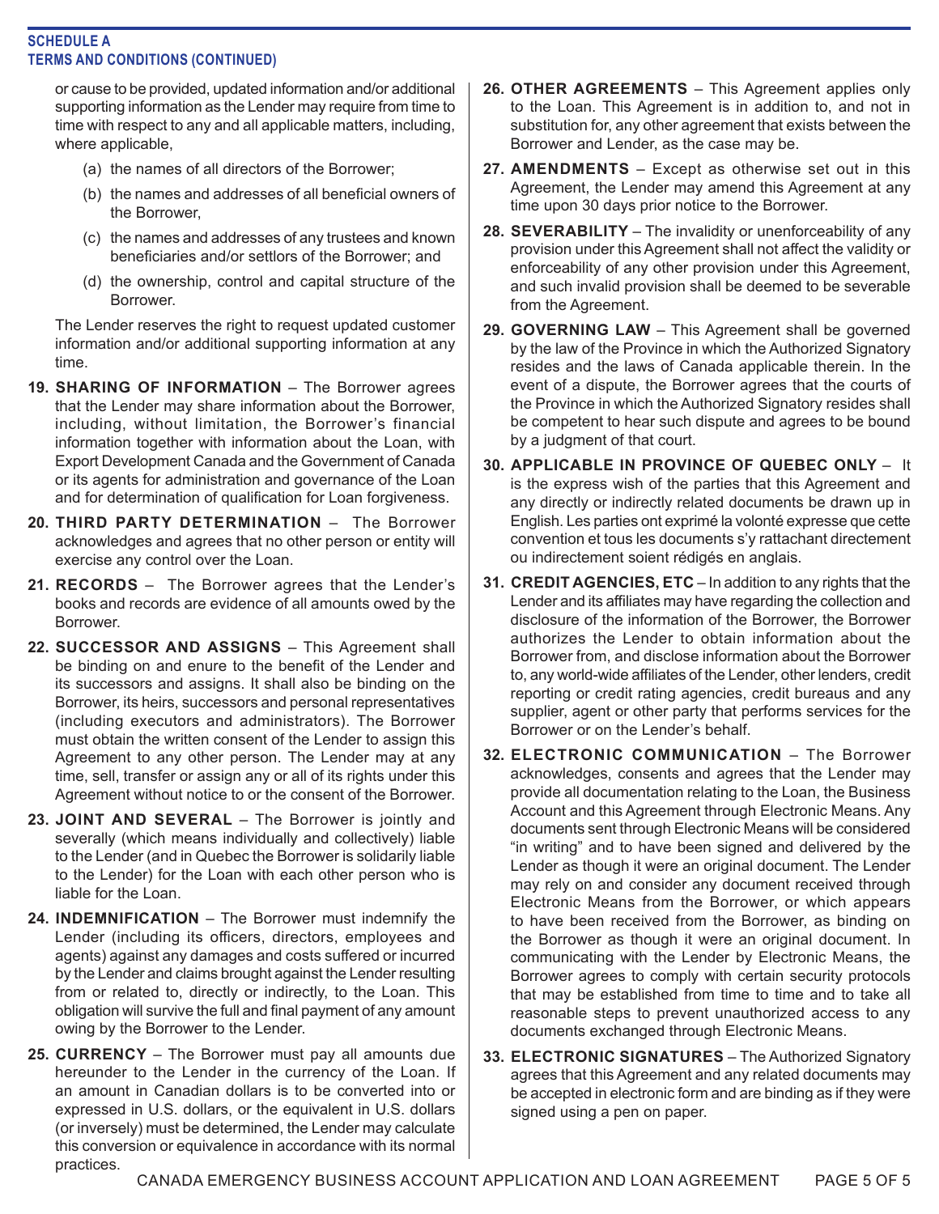## SCHEDULE A
## TERMS AND CONDITIONS (CONTINUED)

or cause to be provided, updated information and/or additional supporting information as the Lender may require from time to time with respect to any and all applicable matters, including, where applicable,

(a) the names of all directors of the Borrower;

(b) the names and addresses of all beneficial owners of the Borrower,

(c) the names and addresses of any trustees and known beneficiaries and/or settlors of the Borrower; and

(d) the ownership, control and capital structure of the Borrower.

The Lender reserves the right to request updated customer information and/or additional supporting information at any time.

**19. SHARING OF INFORMATION** – The Borrower agrees that the Lender may share information about the Borrower, including, without limitation, the Borrower's financial information together with information about the Loan, with Export Development Canada and the Government of Canada or its agents for administration and governance of the Loan and for determination of qualification for Loan forgiveness.

**20. THIRD PARTY DETERMINATION** – The Borrower acknowledges and agrees that no other person or entity will exercise any control over the Loan.

**21. RECORDS** – The Borrower agrees that the Lender's books and records are evidence of all amounts owed by the Borrower.

**22. SUCCESSOR AND ASSIGNS** – This Agreement shall be binding on and enure to the benefit of the Lender and its successors and assigns. It shall also be binding on the Borrower, its heirs, successors and personal representatives (including executors and administrators). The Borrower must obtain the written consent of the Lender to assign this Agreement to any other person. The Lender may at any time, sell, transfer or assign any or all of its rights under this Agreement without notice to or the consent of the Borrower.

**23. JOINT AND SEVERAL** – The Borrower is jointly and severally (which means individually and collectively) liable to the Lender (and in Quebec the Borrower is solidarily liable to the Lender) for the Loan with each other person who is liable for the Loan.

**24. INDEMNIFICATION** – The Borrower must indemnify the Lender (including its officers, directors, employees and agents) against any damages and costs suffered or incurred by the Lender and claims brought against the Lender resulting from or related to, directly or indirectly, to the Loan. This obligation will survive the full and final payment of any amount owing by the Borrower to the Lender.

**25. CURRENCY** – The Borrower must pay all amounts due hereunder to the Lender in the currency of the Loan. If an amount in Canadian dollars is to be converted into or expressed in U.S. dollars, or the equivalent in U.S. dollars (or inversely) must be determined, the Lender may calculate this conversion or equivalence in accordance with its normal practices.

**26. OTHER AGREEMENTS** – This Agreement applies only to the Loan. This Agreement is in addition to, and not in substitution for, any other agreement that exists between the Borrower and Lender, as the case may be.

**27. AMENDMENTS** – Except as otherwise set out in this Agreement, the Lender may amend this Agreement at any time upon 30 days prior notice to the Borrower.

**28. SEVERABILITY** – The invalidity or unenforceability of any provision under this Agreement shall not affect the validity or enforceability of any other provision under this Agreement, and such invalid provision shall be deemed to be severable from the Agreement.

**29. GOVERNING LAW** – This Agreement shall be governed by the law of the Province in which the Authorized Signatory resides and the laws of Canada applicable therein. In the event of a dispute, the Borrower agrees that the courts of the Province in which the Authorized Signatory resides shall be competent to hear such dispute and agrees to be bound by a judgment of that court.

**30. APPLICABLE IN PROVINCE OF QUEBEC ONLY** – It is the express wish of the parties that this Agreement and any directly or indirectly related documents be drawn up in English. Les parties ont exprimé la volonté expresse que cette convention et tous les documents s'y rattachant directement ou indirectement soient rédigés en anglais.

**31. CREDIT AGENCIES, ETC** – In addition to any rights that the Lender and its affiliates may have regarding the collection and disclosure of the information of the Borrower, the Borrower authorizes the Lender to obtain information about the Borrower from, and disclose information about the Borrower to, any world-wide affiliates of the Lender, other lenders, credit reporting or credit rating agencies, credit bureaus and any supplier, agent or other party that performs services for the Borrower or on the Lender's behalf.

**32. ELECTRONIC COMMUNICATION** – The Borrower acknowledges, consents and agrees that the Lender may provide all documentation relating to the Loan, the Business Account and this Agreement through Electronic Means. Any documents sent through Electronic Means will be considered "in writing" and to have been signed and delivered by the Lender as though it were an original document. The Lender may rely on and consider any document received through Electronic Means from the Borrower, or which appears to have been received from the Borrower, as binding on the Borrower as though it were an original document. In communicating with the Lender by Electronic Means, the Borrower agrees to comply with certain security protocols that may be established from time to time and to take all reasonable steps to prevent unauthorized access to any documents exchanged through Electronic Means.

**33. ELECTRONIC SIGNATURES** – The Authorized Signatory agrees that this Agreement and any related documents may be accepted in electronic form and are binding as if they were signed using a pen on paper.